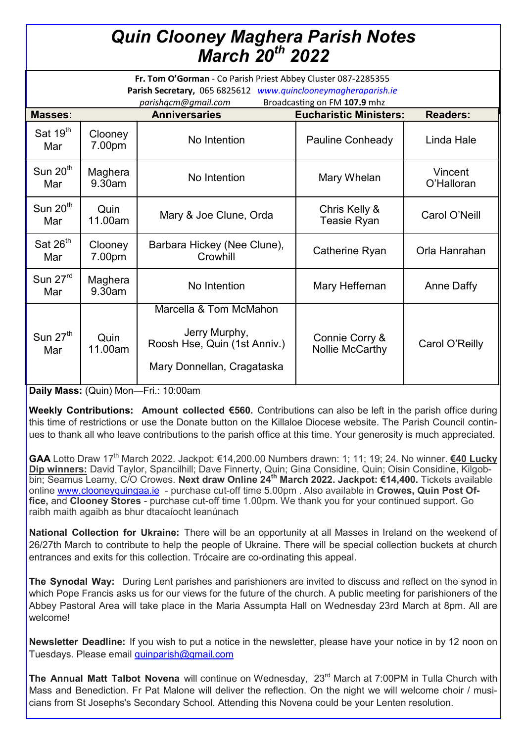# *Quin Clooney Maghera Parish Notes*
# *March 20th 2022*

**Fr. Tom O'Gorman** - Co Parish Priest Abbey Cluster 087-2285355
**Parish Secretary,** 065 6825612 *www.quinclooneymagheraparish.ie*
*parishqcm@gmail.com* Broadcasting on FM **107.9** mhz

| Masses: | | Anniversaries | Eucharistic Ministers: | Readers: |
|---|---|---|---|---|
| Sat 19th Mar | Clooney 7.00pm | No Intention | Pauline Conheady | Linda Hale |
| Sun 20th Mar | Maghera 9.30am | No Intention | Mary Whelan | Vincent O'Halloran |
| Sun 20th Mar | Quin 11.00am | Mary & Joe Clune, Orda | Chris Kelly & Teasie Ryan | Carol O'Neill |
| Sat 26th Mar | Clooney 7.00pm | Barbara Hickey (Nee Clune), Crowhill | Catherine Ryan | Orla Hanrahan |
| Sun 27rd Mar | Maghera 9.30am | No Intention | Mary Heffernan | Anne Daffy |
| Sun 27th Mar | Quin 11.00am | Marcella & Tom McMahon<br>Jerry Murphy, Roosh Hse, Quin (1st Anniv.)<br>Mary Donnellan, Cragataska | Connie Corry & Nollie McCarthy | Carol O'Reilly |

**Daily Mass:** (Quin) Mon—Fri.: 10:00am

**Weekly Contributions: Amount collected €560.** Contributions can also be left in the parish office during this time of restrictions or use the Donate button on the Killaloe Diocese website. The Parish Council continues to thank all who leave contributions to the parish office at this time. Your generosity is much appreciated.

**GAA** Lotto Draw 17th March 2022. Jackpot: €14,200.00 Numbers drawn: 1; 11; 19; 24. No winner. **€40 Lucky Dip winners:** David Taylor, Spancilhill; Dave Finnerty, Quin; Gina Considine, Quin; Oisin Considine, Kilgobbin; Seamus Leamy, C/O Crowes. **Next draw Online 24th March 2022. Jackpot: €14,400.** Tickets available online www.clooneyquingaa.ie - purchase cut-off time 5.00pm . Also available in **Crowes, Quin Post Office,** and **Clooney Stores** - purchase cut-off time 1.00pm. We thank you for your continued support. Go raibh maith agaibh as bhur dtacaíocht leanúnach

**National Collection for Ukraine:** There will be an opportunity at all Masses in Ireland on the weekend of 26/27th March to contribute to help the people of Ukraine. There will be special collection buckets at church entrances and exits for this collection. Trócaire are co-ordinating this appeal.

**The Synodal Way:** During Lent parishes and parishioners are invited to discuss and reflect on the synod in which Pope Francis asks us for our views for the future of the church. A public meeting for parishioners of the Abbey Pastoral Area will take place in the Maria Assumpta Hall on Wednesday 23rd March at 8pm. All are welcome!

**Newsletter Deadline:** If you wish to put a notice in the newsletter, please have your notice in by 12 noon on Tuesdays. Please email quinparish@gmail.com

**The Annual Matt Talbot Novena** will continue on Wednesday, 23rd March at 7:00PM in Tulla Church with Mass and Benediction. Fr Pat Malone will deliver the reflection. On the night we will welcome choir / musicians from St Josephs's Secondary School. Attending this Novena could be your Lenten resolution.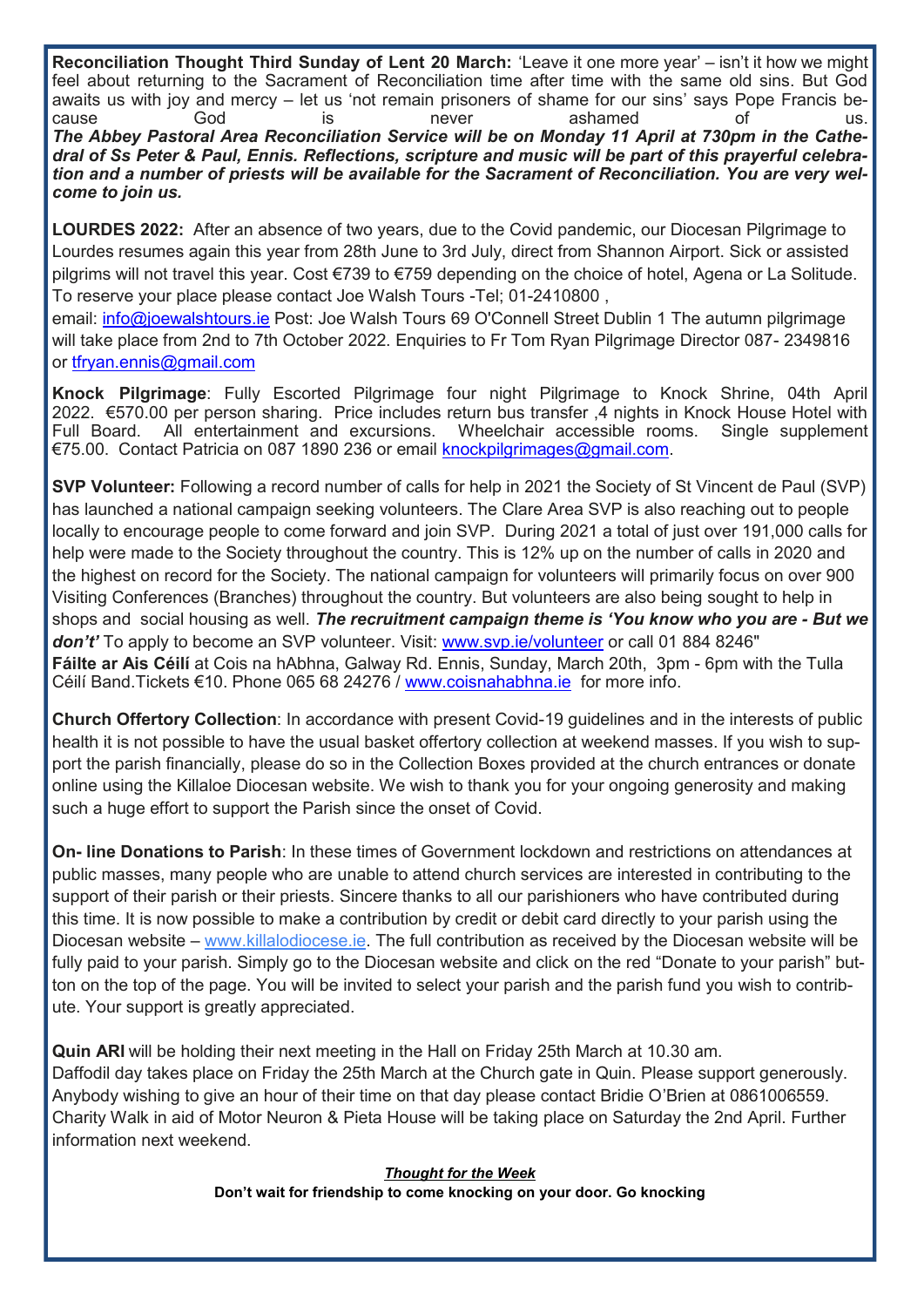**Reconciliation Thought Third Sunday of Lent 20 March:** 'Leave it one more year' – isn't it how we might feel about returning to the Sacrament of Reconciliation time after time with the same old sins. But God awaits us with joy and mercy – let us 'not remain prisoners of shame for our sins' says Pope Francis because God is never ashamed of us.
***The Abbey Pastoral Area Reconciliation Service will be on Monday 11 April at 730pm in the Cathedral of Ss Peter & Paul, Ennis. Reflections, scripture and music will be part of this prayerful celebration and a number of priests will be available for the Sacrament of Reconciliation. You are very welcome to join us.***

**LOURDES 2022:** After an absence of two years, due to the Covid pandemic, our Diocesan Pilgrimage to Lourdes resumes again this year from 28th June to 3rd July, direct from Shannon Airport. Sick or assisted pilgrims will not travel this year. Cost €739 to €759 depending on the choice of hotel, Agena or La Solitude. To reserve your place please contact Joe Walsh Tours -Tel; 01-2410800 ,
email: info@joewalshtours.ie Post: Joe Walsh Tours 69 O'Connell Street Dublin 1 The autumn pilgrimage will take place from 2nd to 7th October 2022. Enquiries to Fr Tom Ryan Pilgrimage Director 087- 2349816 or tfryan.ennis@gmail.com

**Knock Pilgrimage**: Fully Escorted Pilgrimage four night Pilgrimage to Knock Shrine, 04th April 2022. €570.00 per person sharing. Price includes return bus transfer ,4 nights in Knock House Hotel with Full Board. All entertainment and excursions. Wheelchair accessible rooms. Single supplement €75.00. Contact Patricia on 087 1890 236 or email knockpilgrimages@gmail.com.

**SVP Volunteer:** Following a record number of calls for help in 2021 the Society of St Vincent de Paul (SVP) has launched a national campaign seeking volunteers. The Clare Area SVP is also reaching out to people locally to encourage people to come forward and join SVP. During 2021 a total of just over 191,000 calls for help were made to the Society throughout the country. This is 12% up on the number of calls in 2020 and the highest on record for the Society. The national campaign for volunteers will primarily focus on over 900 Visiting Conferences (Branches) throughout the country. But volunteers are also being sought to help in shops and social housing as well. ***The recruitment campaign theme is 'You know who you are - But we don't'*** To apply to become an SVP volunteer. Visit: www.svp.ie/volunteer or call 01 884 8246"
**Fáilte ar Ais Céílí** at Cois na hAbhna, Galway Rd. Ennis, Sunday, March 20th, 3pm - 6pm with the Tulla Céílí Band.Tickets €10. Phone 065 68 24276 / www.coisnahabhna.ie for more info.

**Church Offertory Collection**: In accordance with present Covid-19 guidelines and in the interests of public health it is not possible to have the usual basket offertory collection at weekend masses. If you wish to support the parish financially, please do so in the Collection Boxes provided at the church entrances or donate online using the Killaloe Diocesan website. We wish to thank you for your ongoing generosity and making such a huge effort to support the Parish since the onset of Covid.

**On- line Donations to Parish**: In these times of Government lockdown and restrictions on attendances at public masses, many people who are unable to attend church services are interested in contributing to the support of their parish or their priests. Sincere thanks to all our parishioners who have contributed during this time. It is now possible to make a contribution by credit or debit card directly to your parish using the Diocesan website – www.killalodiocese.ie. The full contribution as received by the Diocesan website will be fully paid to your parish. Simply go to the Diocesan website and click on the red "Donate to your parish" button on the top of the page. You will be invited to select your parish and the parish fund you wish to contribute. Your support is greatly appreciated.

**Quin ARI** will be holding their next meeting in the Hall on Friday 25th March at 10.30 am.
Daffodil day takes place on Friday the 25th March at the Church gate in Quin. Please support generously. Anybody wishing to give an hour of their time on that day please contact Bridie O'Brien at 0861006559.
Charity Walk in aid of Motor Neuron & Pieta House will be taking place on Saturday the 2nd April. Further information next weekend.

***Thought for the Week***
**Don't wait for friendship to come knocking on your door. Go knocking**